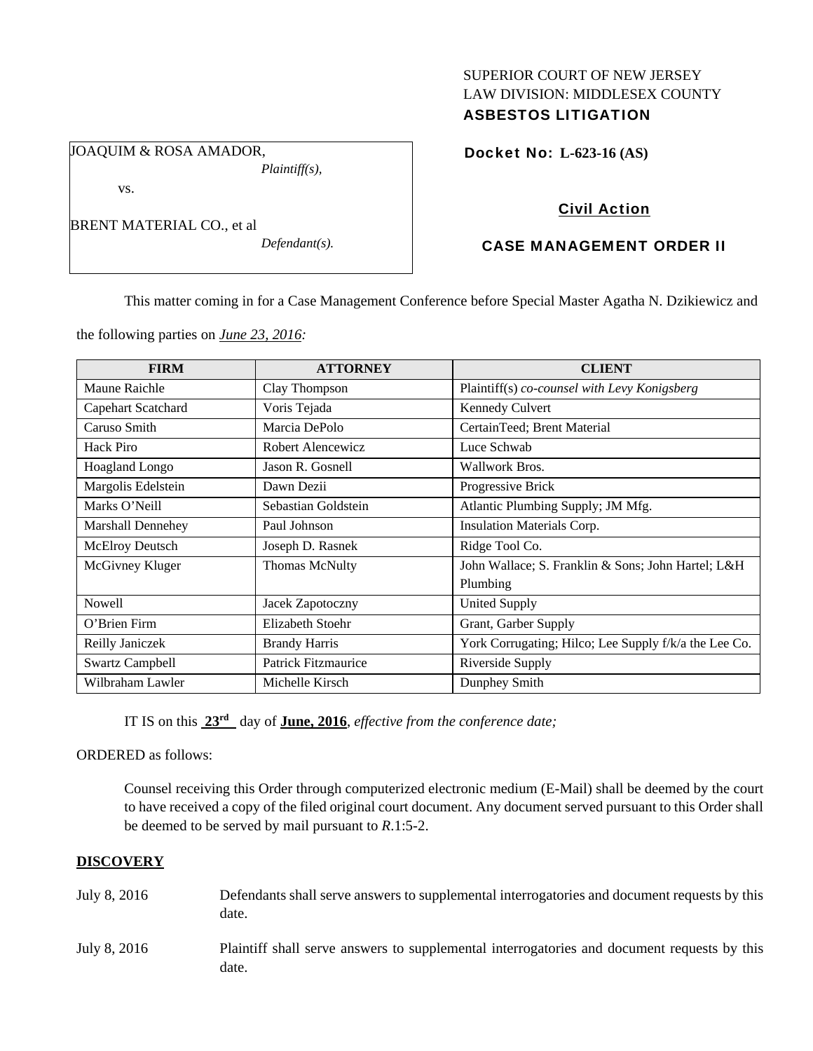SUPERIOR COURT OF NEW JERSEY
LAW DIVISION: MIDDLESEX COUNTY
**ASBESTOS LITIGATION**

JOAQUIM & ROSA AMADOR,
*Plaintiff(s),*

vs.

BRENT MATERIAL CO., et al
*Defendant(s).*

**Docket No: L-623-16 (AS)**

**Civil Action**

**CASE MANAGEMENT ORDER II**

This matter coming in for a Case Management Conference before Special Master Agatha N. Dzikiewicz and the following parties on *June 23, 2016:*

| FIRM | ATTORNEY | CLIENT |
|---|---|---|
| Maune Raichle | Clay Thompson | Plaintiff(s) *co-counsel with Levy Konigsberg* |
| Capehart Scatchard | Voris Tejada | Kennedy Culvert |
| Caruso Smith | Marcia DePolo | CertainTeed; Brent Material |
| Hack Piro | Robert Alencewicz | Luce Schwab |
| Hoagland Longo | Jason R. Gosnell | Wallwork Bros. |
| Margolis Edelstein | Dawn Dezii | Progressive Brick |
| Marks O'Neill | Sebastian Goldstein | Atlantic Plumbing Supply; JM Mfg. |
| Marshall Dennehey | Paul Johnson | Insulation Materials Corp. |
| McElroy Deutsch | Joseph D. Rasnek | Ridge Tool Co. |
| McGivney Kluger | Thomas McNulty | John Wallace; S. Franklin & Sons; John Hartel; L&H Plumbing |
| Nowell | Jacek Zapotoczny | United Supply |
| O'Brien Firm | Elizabeth Stoehr | Grant, Garber Supply |
| Reilly Janiczek | Brandy Harris | York Corrugating; Hilco; Lee Supply f/k/a the Lee Co. |
| Swartz Campbell | Patrick Fitzmaurice | Riverside Supply |
| Wilbraham Lawler | Michelle Kirsch | Dunphey Smith |

IT IS on this **23rd** day of **June, 2016**, *effective from the conference date;*

ORDERED as follows:

Counsel receiving this Order through computerized electronic medium (E-Mail) shall be deemed by the court to have received a copy of the filed original court document. Any document served pursuant to this Order shall be deemed to be served by mail pursuant to *R*.1:5-2.

**DISCOVERY**

July 8, 2016 — Defendants shall serve answers to supplemental interrogatories and document requests by this date.

July 8, 2016 — Plaintiff shall serve answers to supplemental interrogatories and document requests by this date.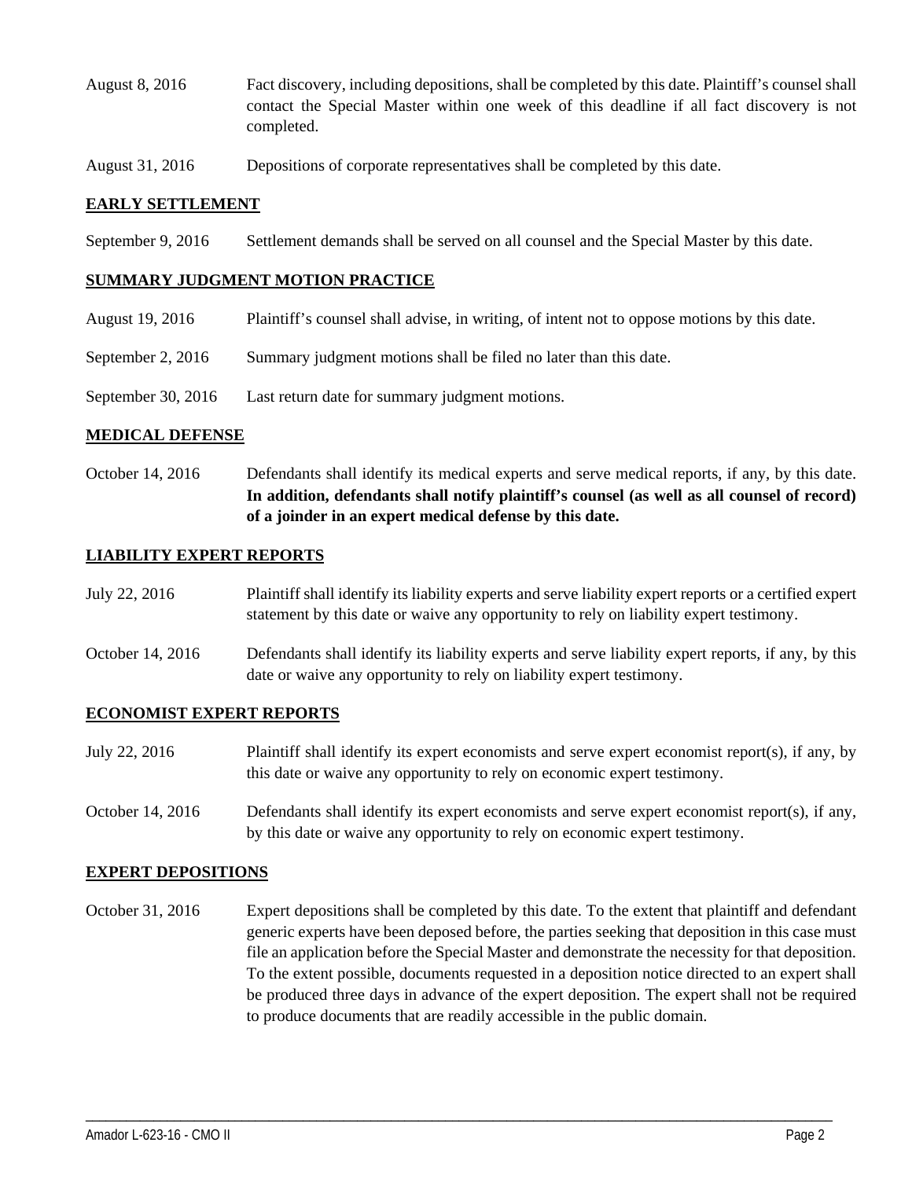August 8, 2016 Fact discovery, including depositions, shall be completed by this date. Plaintiff's counsel shall contact the Special Master within one week of this deadline if all fact discovery is not completed.

August 31, 2016 Depositions of corporate representatives shall be completed by this date.

**EARLY SETTLEMENT**

September 9, 2016 Settlement demands shall be served on all counsel and the Special Master by this date.

**SUMMARY JUDGMENT MOTION PRACTICE**

August 19, 2016 Plaintiff's counsel shall advise, in writing, of intent not to oppose motions by this date.

September 2, 2016 Summary judgment motions shall be filed no later than this date.

September 30, 2016 Last return date for summary judgment motions.

**MEDICAL DEFENSE**

October 14, 2016 Defendants shall identify its medical experts and serve medical reports, if any, by this date. **In addition, defendants shall notify plaintiff's counsel (as well as all counsel of record) of a joinder in an expert medical defense by this date.**

**LIABILITY EXPERT REPORTS**

July 22, 2016 Plaintiff shall identify its liability experts and serve liability expert reports or a certified expert statement by this date or waive any opportunity to rely on liability expert testimony.

October 14, 2016 Defendants shall identify its liability experts and serve liability expert reports, if any, by this date or waive any opportunity to rely on liability expert testimony.

**ECONOMIST EXPERT REPORTS**

July 22, 2016 Plaintiff shall identify its expert economists and serve expert economist report(s), if any, by this date or waive any opportunity to rely on economic expert testimony.

October 14, 2016 Defendants shall identify its expert economists and serve expert economist report(s), if any, by this date or waive any opportunity to rely on economic expert testimony.

**EXPERT DEPOSITIONS**

October 31, 2016 Expert depositions shall be completed by this date. To the extent that plaintiff and defendant generic experts have been deposed before, the parties seeking that deposition in this case must file an application before the Special Master and demonstrate the necessity for that deposition. To the extent possible, documents requested in a deposition notice directed to an expert shall be produced three days in advance of the expert deposition. The expert shall not be required to produce documents that are readily accessible in the public domain.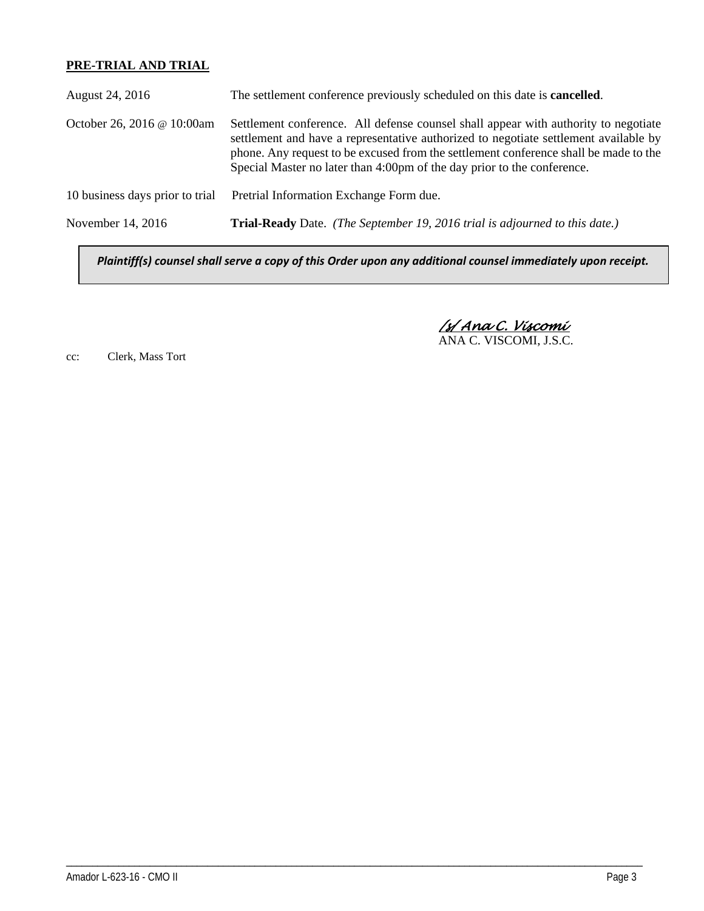**PRE-TRIAL AND TRIAL**

| | |
|---|---|
| August 24, 2016 | The settlement conference previously scheduled on this date is **cancelled**. |
| October 26, 2016 @ 10:00am | Settlement conference. All defense counsel shall appear with authority to negotiate settlement and have a representative authorized to negotiate settlement available by phone. Any request to be excused from the settlement conference shall be made to the Special Master no later than 4:00pm of the day prior to the conference. |
| 10 business days prior to trial | Pretrial Information Exchange Form due. |
| November 14, 2016 | **Trial-Ready** Date. *(The September 19, 2016 trial is adjourned to this date.)* |

***Plaintiff(s) counsel shall serve a copy of this Order upon any additional counsel immediately upon receipt.***

*/s/ Ana C. Viscomi*
ANA C. VISCOMI, J.S.C.

cc: Clerk, Mass Tort